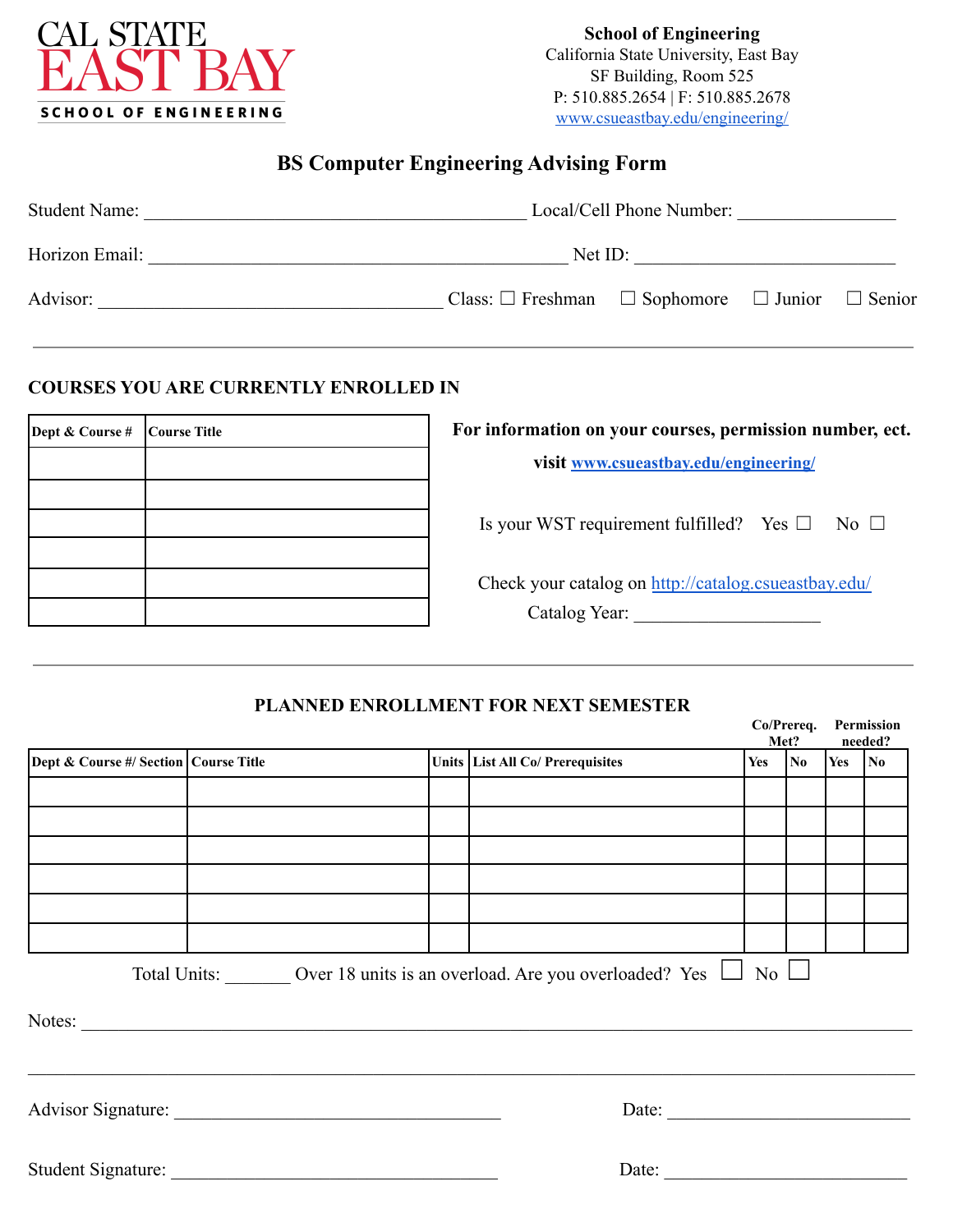CAL STATE
EAST BAY
SCHOOL OF ENGINEERING

**School of Engineering**
California State University, East Bay
SF Building, Room 525
P: 510.885.2654 | F: 510.885.2678
www.csueastbay.edu/engineering/

# BS Computer Engineering Advising Form

Student Name: ______________________________________ Local/Cell Phone Number: ________________

Horizon Email: __________________________________________ Net ID: ___________________________

Advisor: __________________________________ Class: ☐ Freshman ☐ Sophomore ☐ Junior ☐ Senior

---

## COURSES YOU ARE CURRENTLY ENROLLED IN

| Dept & Course # | Course Title |
|---|---|
| | |
| | |
| | |
| | |
| | |
| | |

**For information on your courses, permission number, ect. visit www.csueastbay.edu/engineering/**

Is your WST requirement fulfilled? Yes ☐ No ☐

Check your catalog on http://catalog.csueastbay.edu/
Catalog Year: ____________________

---

## PLANNED ENROLLMENT FOR NEXT SEMESTER

| Dept & Course #/ Section | Course Title | Units | List All Co/ Prerequisites | Co/Prereq. Met? | | Permission needed? | |
|---|---|---|---|---|---|---|---|
| | | | | Yes | No | Yes | No |
| | | | | | | | |
| | | | | | | | |
| | | | | | | | |
| | | | | | | | |
| | | | | | | | |
| | | | | | | | |

Total Units: _______ Over 18 units is an overload. Are you overloaded? Yes ☐ No ☐

Notes: ____________________________________________________________________________

____________________________________________________________________________________

Advisor Signature: __________________________________ Date: _________________________

Student Signature: __________________________________ Date: _________________________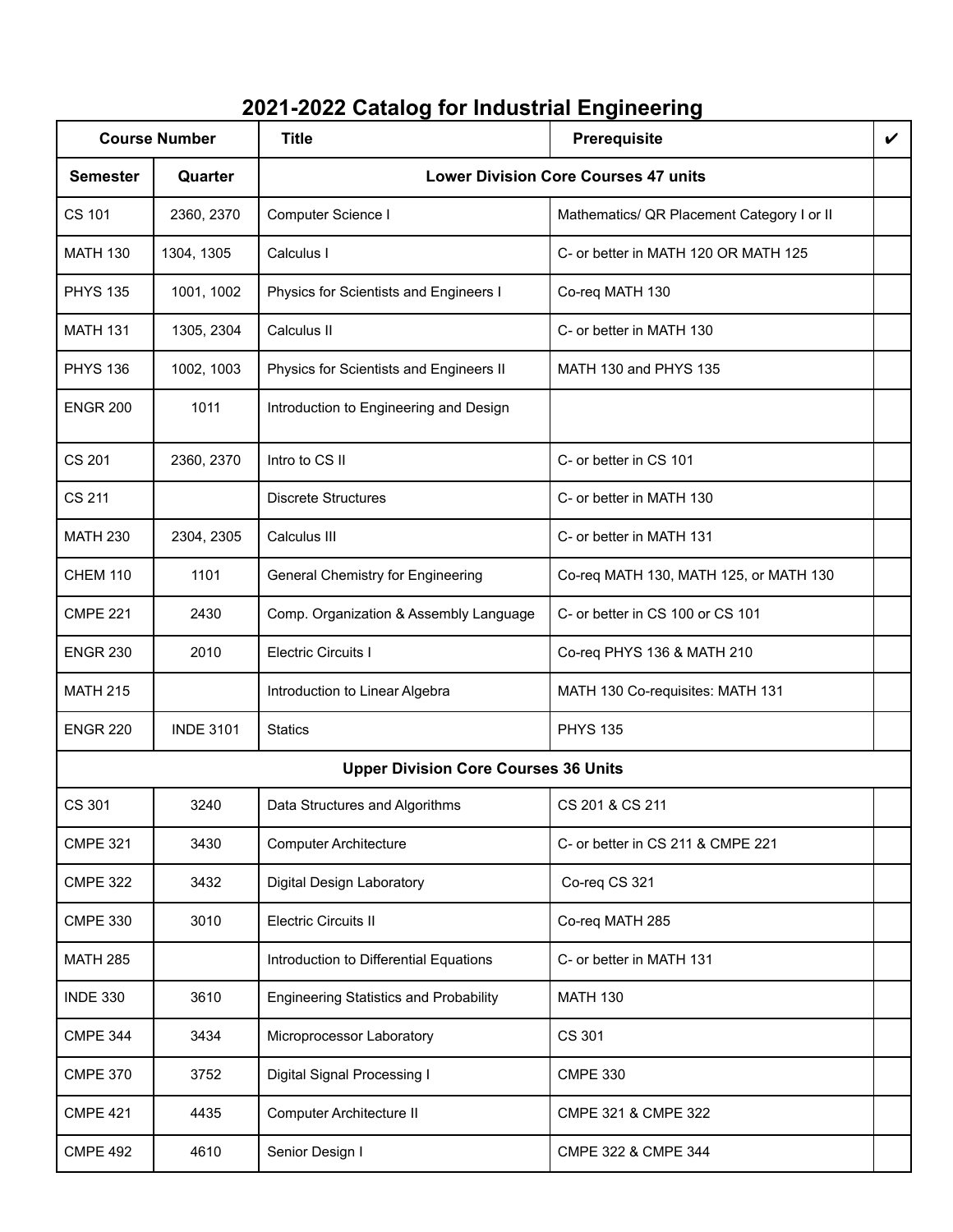# 2021-2022 Catalog for Industrial Engineering

| Course Number | | Title | Prerequisite | ✔ |
|---|---|---|---|---|
| **Semester** | **Quarter** | **Lower Division Core Courses 47 units** | | |
| CS 101 | 2360, 2370 | Computer Science I | Mathematics/ QR Placement Category I or II | |
| MATH 130 | 1304, 1305 | Calculus I | C- or better in MATH 120 OR MATH 125 | |
| PHYS 135 | 1001, 1002 | Physics for Scientists and Engineers I | Co-req MATH 130 | |
| MATH 131 | 1305, 2304 | Calculus II | C- or better in MATH 130 | |
| PHYS 136 | 1002, 1003 | Physics for Scientists and Engineers II | MATH 130 and PHYS 135 | |
| ENGR 200 | 1011 | Introduction to Engineering and Design | | |
| CS 201 | 2360, 2370 | Intro to CS II | C- or better in CS 101 | |
| CS 211 | | Discrete Structures | C- or better in MATH 130 | |
| MATH 230 | 2304, 2305 | Calculus III | C- or better in MATH 131 | |
| CHEM 110 | 1101 | General Chemistry for Engineering | Co-req MATH 130, MATH 125, or MATH 130 | |
| CMPE 221 | 2430 | Comp. Organization & Assembly Language | C- or better in CS 100 or CS 101 | |
| ENGR 230 | 2010 | Electric Circuits I | Co-req PHYS 136 & MATH 210 | |
| MATH 215 | | Introduction to Linear Algebra | MATH 130 Co-requisites: MATH 131 | |
| ENGR 220 | INDE 3101 | Statics | PHYS 135 | |
| **Upper Division Core Courses 36 Units** | | | | |
| CS 301 | 3240 | Data Structures and Algorithms | CS 201 & CS 211 | |
| CMPE 321 | 3430 | Computer Architecture | C- or better in CS 211 & CMPE 221 | |
| CMPE 322 | 3432 | Digital Design Laboratory | Co-req CS 321 | |
| CMPE 330 | 3010 | Electric Circuits II | Co-req MATH 285 | |
| MATH 285 | | Introduction to Differential Equations | C- or better in MATH 131 | |
| INDE 330 | 3610 | Engineering Statistics and Probability | MATH 130 | |
| CMPE 344 | 3434 | Microprocessor Laboratory | CS 301 | |
| CMPE 370 | 3752 | Digital Signal Processing I | CMPE 330 | |
| CMPE 421 | 4435 | Computer Architecture II | CMPE 321 & CMPE 322 | |
| CMPE 492 | 4610 | Senior Design I | CMPE 322 & CMPE 344 | |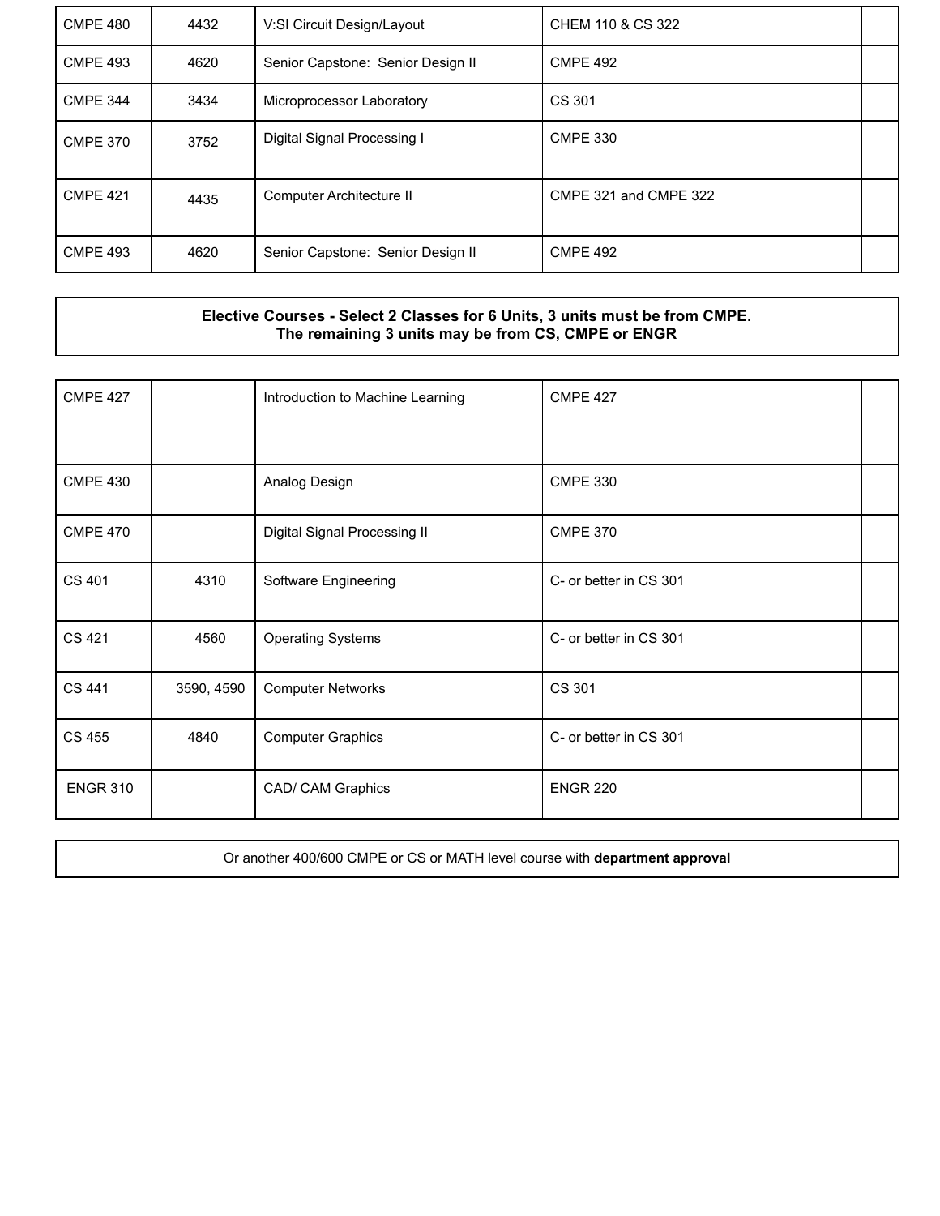| | | | | |
|---|---|---|---|---|
| CMPE 480 | 4432 | V:SI Circuit Design/Layout | CHEM 110 & CS 322 | |
| CMPE 493 | 4620 | Senior Capstone: Senior Design II | CMPE 492 | |
| CMPE 344 | 3434 | Microprocessor Laboratory | CS 301 | |
| CMPE 370 | 3752 | Digital Signal Processing I | CMPE 330 | |
| CMPE 421 | 4435 | Computer Architecture II | CMPE 321 and CMPE 322 | |
| CMPE 493 | 4620 | Senior Capstone: Senior Design II | CMPE 492 | |

**Elective Courses - Select 2 Classes for 6 Units, 3 units must be from CMPE.**
**The remaining 3 units may be from CS, CMPE or ENGR**

| | | | | |
|---|---|---|---|---|
| CMPE 427 | | Introduction to Machine Learning | CMPE 427 | |
| CMPE 430 | | Analog Design | CMPE 330 | |
| CMPE 470 | | Digital Signal Processing II | CMPE 370 | |
| CS 401 | 4310 | Software Engineering | C- or better in CS 301 | |
| CS 421 | 4560 | Operating Systems | C- or better in CS 301 | |
| CS 441 | 3590, 4590 | Computer Networks | CS 301 | |
| CS 455 | 4840 | Computer Graphics | C- or better in CS 301 | |
| ENGR 310 | | CAD/ CAM Graphics | ENGR 220 | |

Or another 400/600 CMPE or CS or MATH level course with **department approval**